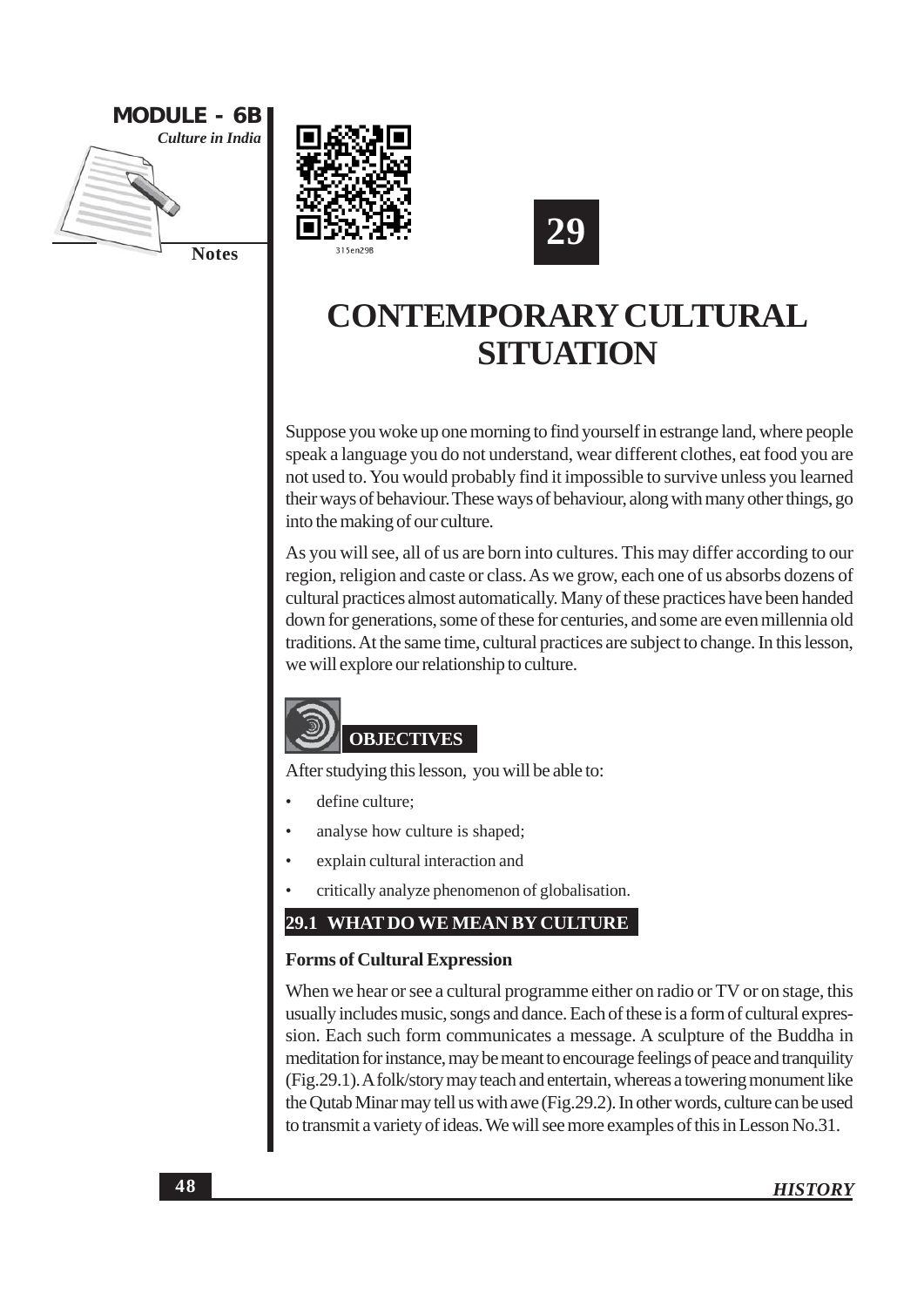# 29

# CONTEMPORARY CULTURAL SITUATION

Suppose you woke up one morning to find yourself in estrange land, where people speak a language you do not understand, wear different clothes, eat food you are not used to. You would probably find it impossible to survive unless you learned their ways of behaviour. These ways of behaviour, along with many other things, go into the making of our culture.

As you will see, all of us are born into cultures. This may differ according to our region, religion and caste or class. As we grow, each one of us absorbs dozens of cultural practices almost automatically. Many of these practices have been handed down for generations, some of these for centuries, and some are even millennia old traditions. At the same time, cultural practices are subject to change. In this lesson, we will explore our relationship to culture.

## OBJECTIVES

After studying this lesson, you will be able to:

- define culture;
- analyse how culture is shaped;
- explain cultural interaction and
- critically analyze phenomenon of globalisation.

## 29.1 WHAT DO WE MEAN BY CULTURE

### Forms of Cultural Expression

When we hear or see a cultural programme either on radio or TV or on stage, this usually includes music, songs and dance. Each of these is a form of cultural expression. Each such form communicates a message. A sculpture of the Buddha in meditation for instance, may be meant to encourage feelings of peace and tranquility (Fig.29.1). A folk/story may teach and entertain, whereas a towering monument like the Qutab Minar may tell us with awe (Fig.29.2). In other words, culture can be used to transmit a variety of ideas. We will see more examples of this in Lesson No.31.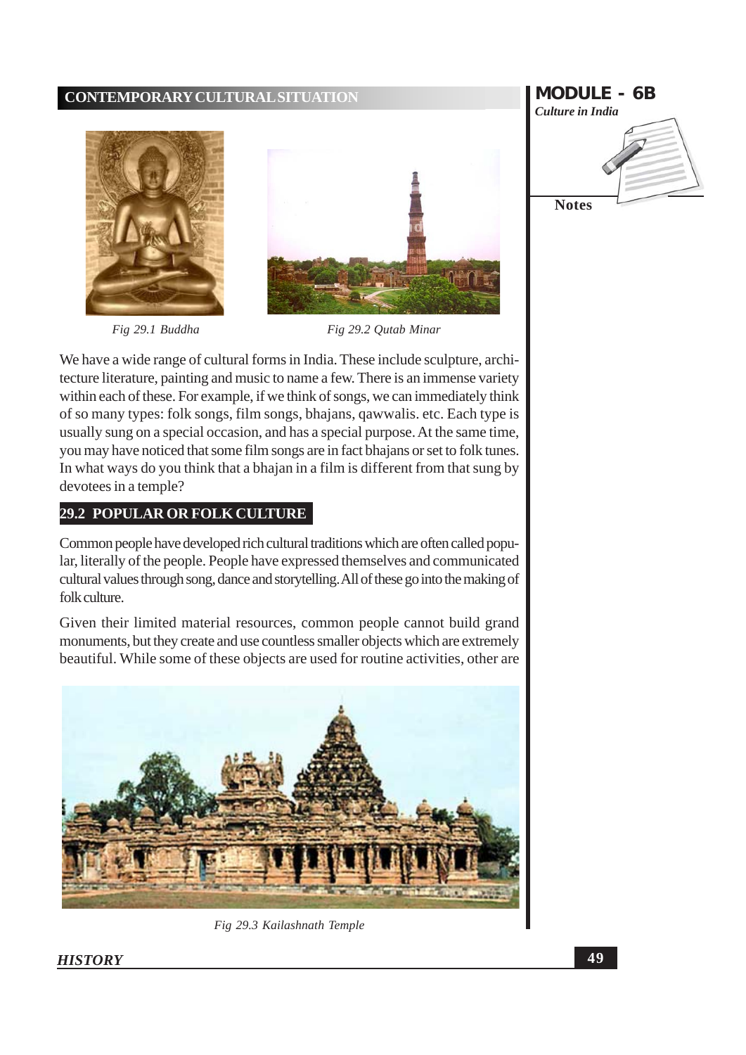Fig 29.1 Buddha

Fig 29.2 Qutab Minar

We have a wide range of cultural forms in India. These include sculpture, architecture literature, painting and music to name a few. There is an immense variety within each of these. For example, if we think of songs, we can immediately think of so many types: folk songs, film songs, bhajans, qawwalis. etc. Each type is usually sung on a special occasion, and has a special purpose. At the same time, you may have noticed that some film songs are in fact bhajans or set to folk tunes. In what ways do you think that a bhajan in a film is different from that sung by devotees in a temple?

## 29.2 POPULAR OR FOLK CULTURE

Common people have developed rich cultural traditions which are often called popular, literally of the people. People have expressed themselves and communicated cultural values through song, dance and storytelling. All of these go into the making of folk culture.

Given their limited material resources, common people cannot build grand monuments, but they create and use countless smaller objects which are extremely beautiful. While some of these objects are used for routine activities, other are

Fig 29.3 Kailashnath Temple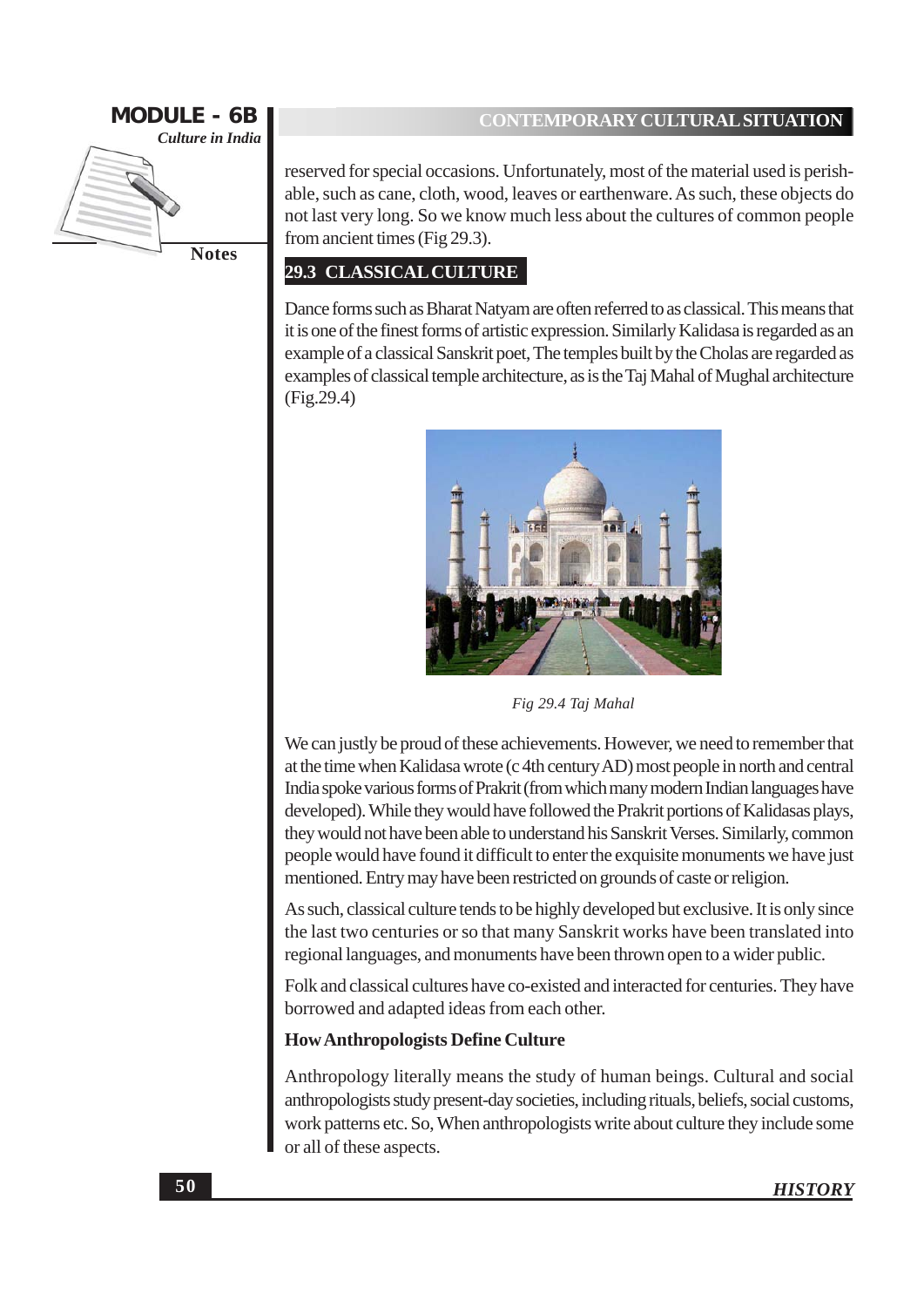reserved for special occasions. Unfortunately, most of the material used is perishable, such as cane, cloth, wood, leaves or earthenware. As such, these objects do not last very long. So we know much less about the cultures of common people from ancient times (Fig 29.3).

## 29.3 CLASSICAL CULTURE

Dance forms such as Bharat Natyam are often referred to as classical. This means that it is one of the finest forms of artistic expression. Similarly Kalidasa is regarded as an example of a classical Sanskrit poet, The temples built by the Cholas are regarded as examples of classical temple architecture, as is the Taj Mahal of Mughal architecture (Fig.29.4)

*Fig 29.4 Taj Mahal*

We can justly be proud of these achievements. However, we need to remember that at the time when Kalidasa wrote (c 4th century AD) most people in north and central India spoke various forms of Prakrit (from which many modern Indian languages have developed). While they would have followed the Prakrit portions of Kalidasas plays, they would not have been able to understand his Sanskrit Verses. Similarly, common people would have found it difficult to enter the exquisite monuments we have just mentioned. Entry may have been restricted on grounds of caste or religion.

As such, classical culture tends to be highly developed but exclusive. It is only since the last two centuries or so that many Sanskrit works have been translated into regional languages, and monuments have been thrown open to a wider public.

Folk and classical cultures have co-existed and interacted for centuries. They have borrowed and adapted ideas from each other.

**How Anthropologists Define Culture**

Anthropology literally means the study of human beings. Cultural and social anthropologists study present-day societies, including rituals, beliefs, social customs, work patterns etc. So, When anthropologists write about culture they include some or all of these aspects.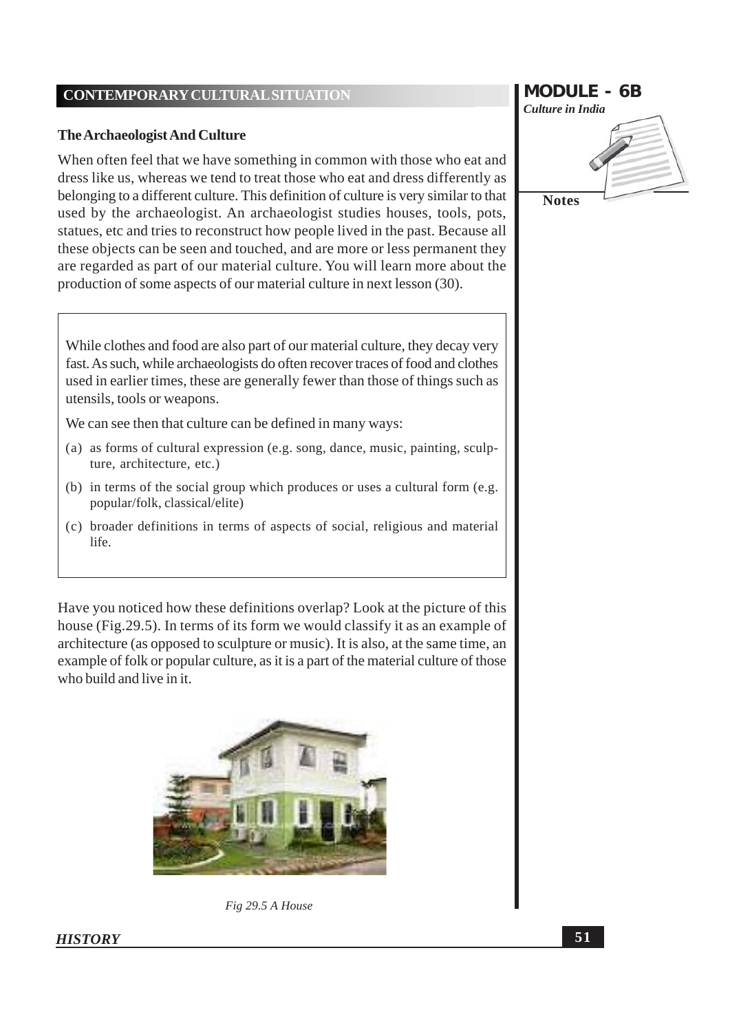## The Archaeologist And Culture

When often feel that we have something in common with those who eat and dress like us, whereas we tend to treat those who eat and dress differently as belonging to a different culture. This definition of culture is very similar to that used by the archaeologist. An archaeologist studies houses, tools, pots, statues, etc and tries to reconstruct how people lived in the past. Because all these objects can be seen and touched, and are more or less permanent they are regarded as part of our material culture. You will learn more about the production of some aspects of our material culture in next lesson (30).

While clothes and food are also part of our material culture, they decay very fast. As such, while archaeologists do often recover traces of food and clothes used in earlier times, these are generally fewer than those of things such as utensils, tools or weapons.

We can see then that culture can be defined in many ways:

(a) as forms of cultural expression (e.g. song, dance, music, painting, sculpture, architecture, etc.)

(b) in terms of the social group which produces or uses a cultural form (e.g. popular/folk, classical/elite)

(c) broader definitions in terms of aspects of social, religious and material life.

Have you noticed how these definitions overlap? Look at the picture of this house (Fig.29.5). In terms of its form we would classify it as an example of architecture (as opposed to sculpture or music). It is also, at the same time, an example of folk or popular culture, as it is a part of the material culture of those who build and live in it.

*Fig 29.5 A House*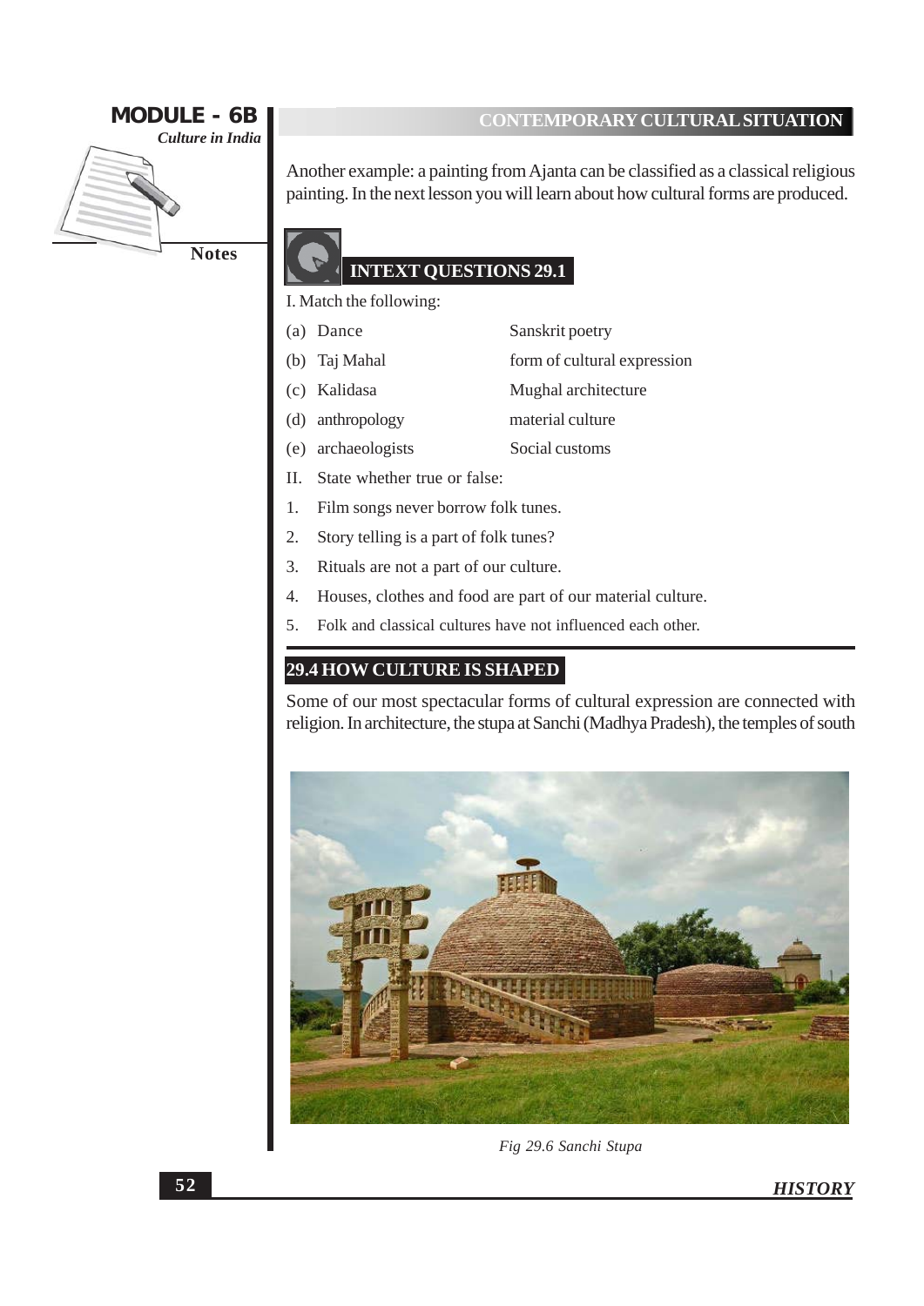Another example: a painting from Ajanta can be classified as a classical religious painting. In the next lesson you will learn about how cultural forms are produced.

## INTEXT QUESTIONS 29.1

I. Match the following:

| | |
|---|---|
| (a) Dance | Sanskrit poetry |
| (b) Taj Mahal | form of cultural expression |
| (c) Kalidasa | Mughal architecture |
| (d) anthropology | material culture |
| (e) archaeologists | Social customs |

II. State whether true or false:

1. Film songs never borrow folk tunes.
2. Story telling is a part of folk tunes?
3. Rituals are not a part of our culture.
4. Houses, clothes and food are part of our material culture.
5. Folk and classical cultures have not influenced each other.

## 29.4 HOW CULTURE IS SHAPED

Some of our most spectacular forms of cultural expression are connected with religion. In architecture, the stupa at Sanchi (Madhya Pradesh), the temples of south

*Fig 29.6 Sanchi Stupa*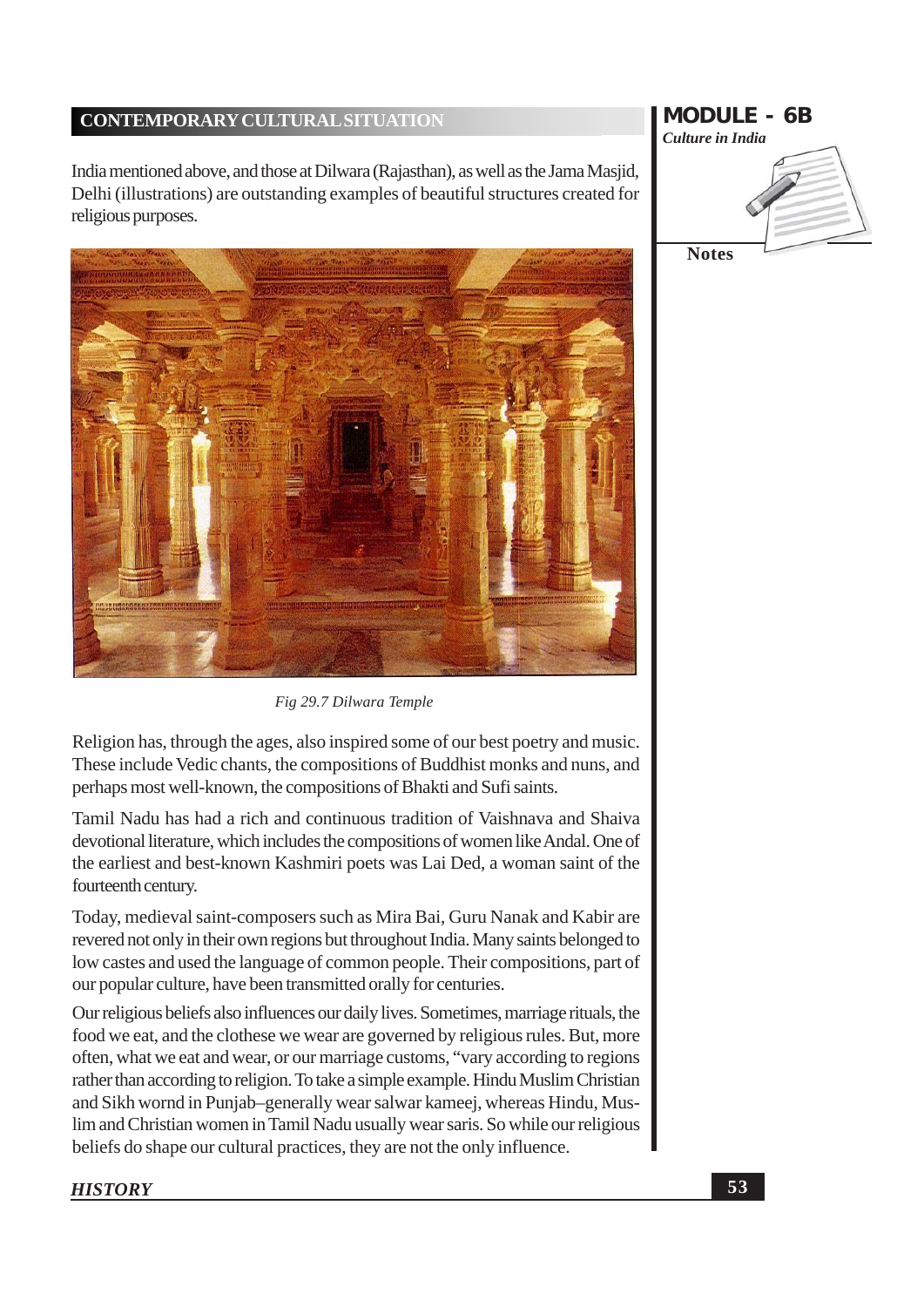India mentioned above, and those at Dilwara (Rajasthan), as well as the Jama Masjid, Delhi (illustrations) are outstanding examples of beautiful structures created for religious purposes.

*Fig 29.7 Dilwara Temple*

Religion has, through the ages, also inspired some of our best poetry and music. These include Vedic chants, the compositions of Buddhist monks and nuns, and perhaps most well-known, the compositions of Bhakti and Sufi saints.

Tamil Nadu has had a rich and continuous tradition of Vaishnava and Shaiva devotional literature, which includes the compositions of women like Andal. One of the earliest and best-known Kashmiri poets was Lai Ded, a woman saint of the fourteenth century.

Today, medieval saint-composers such as Mira Bai, Guru Nanak and Kabir are revered not only in their own regions but throughout India. Many saints belonged to low castes and used the language of common people. Their compositions, part of our popular culture, have been transmitted orally for centuries.

Our religious beliefs also influences our daily lives. Sometimes, marriage rituals, the food we eat, and the clothese we wear are governed by religious rules. But, more often, what we eat and wear, or our marriage customs, "vary according to regions rather than according to religion. To take a simple example. Hindu Muslim Christian and Sikh wornd in Punjab–generally wear salwar kameej, whereas Hindu, Muslim and Christian women in Tamil Nadu usually wear saris. So while our religious beliefs do shape our cultural practices, they are not the only influence.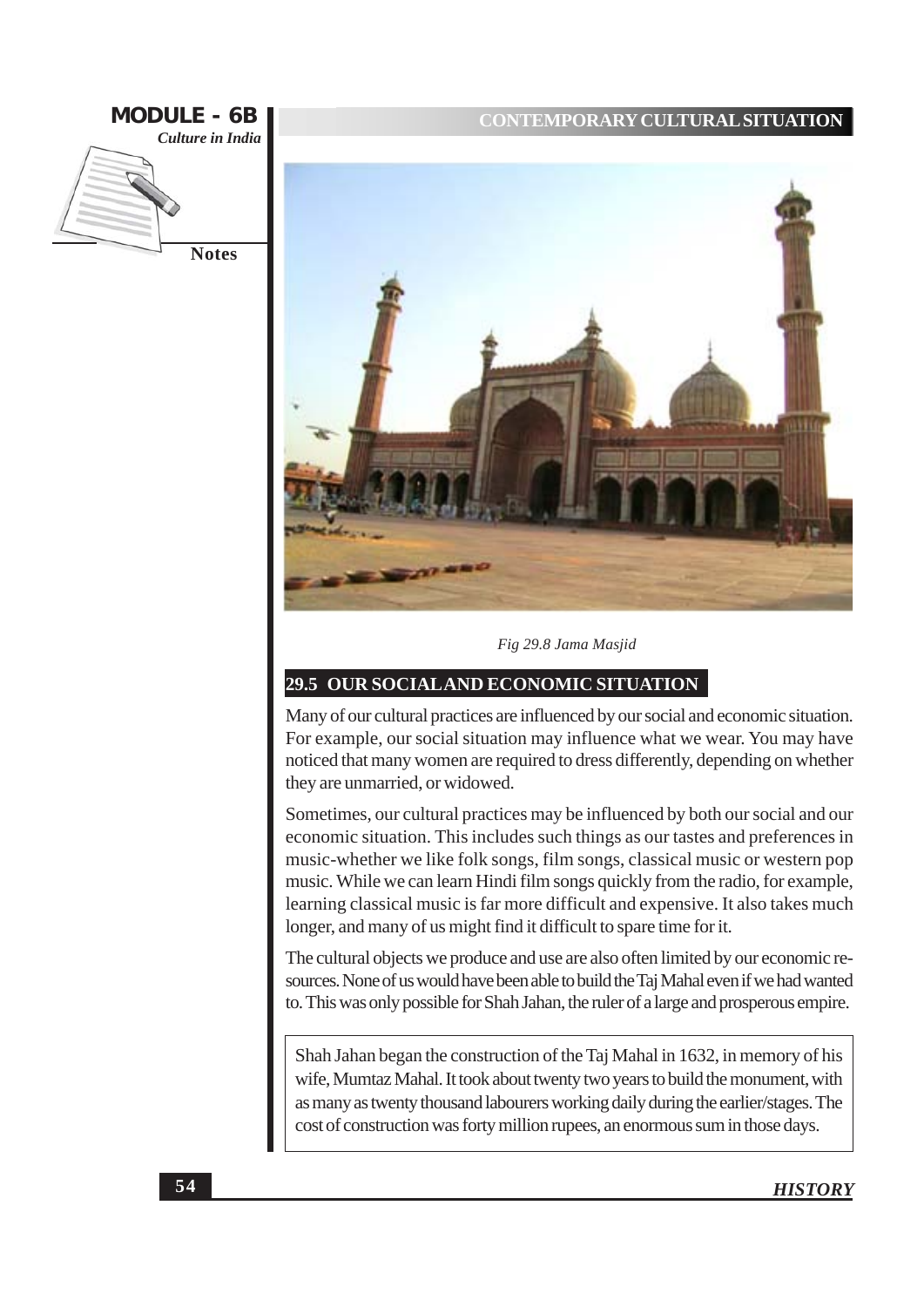Fig 29.8 Jama Masjid

## 29.5 OUR SOCIAL AND ECONOMIC SITUATION

Many of our cultural practices are influenced by our social and economic situation. For example, our social situation may influence what we wear. You may have noticed that many women are required to dress differently, depending on whether they are unmarried, or widowed.

Sometimes, our cultural practices may be influenced by both our social and our economic situation. This includes such things as our tastes and preferences in music-whether we like folk songs, film songs, classical music or western pop music. While we can learn Hindi film songs quickly from the radio, for example, learning classical music is far more difficult and expensive. It also takes much longer, and many of us might find it difficult to spare time for it.

The cultural objects we produce and use are also often limited by our economic resources. None of us would have been able to build the Taj Mahal even if we had wanted to. This was only possible for Shah Jahan, the ruler of a large and prosperous empire.

> Shah Jahan began the construction of the Taj Mahal in 1632, in memory of his wife, Mumtaz Mahal. It took about twenty two years to build the monument, with as many as twenty thousand labourers working daily during the earlier/stages. The cost of construction was forty million rupees, an enormous sum in those days.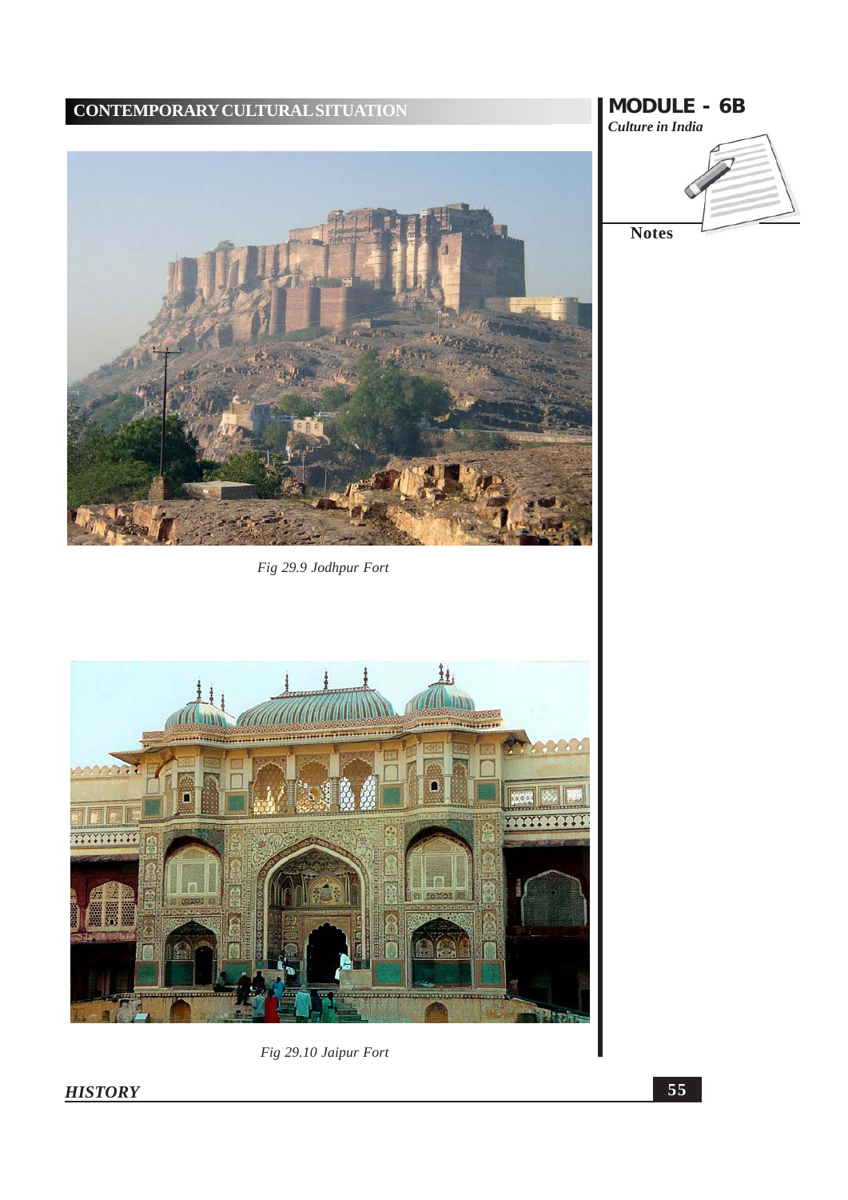Fig 29.9 Jodhpur Fort

Fig 29.10 Jaipur Fort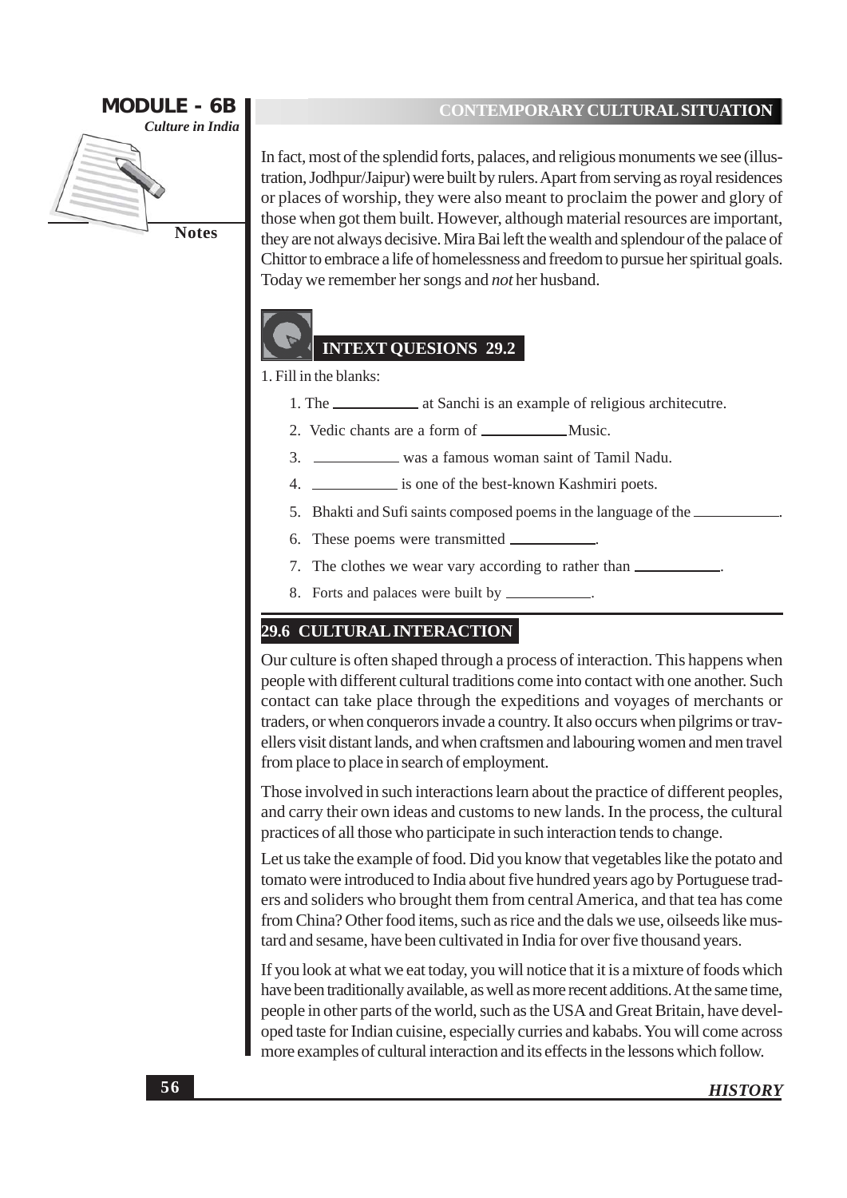In fact, most of the splendid forts, palaces, and religious monuments we see (illustration, Jodhpur/Jaipur) were built by rulers. Apart from serving as royal residences or places of worship, they were also meant to proclaim the power and glory of those when got them built. However, although material resources are important, they are not always decisive. Mira Bai left the wealth and splendour of the palace of Chittor to embrace a life of homelessness and freedom to pursue her spiritual goals. Today we remember her songs and *not* her husband.

## INTEXT QUESIONS 29.2

1. Fill in the blanks:

1. The __________ at Sanchi is an example of religious architecutre.
2. Vedic chants are a form of __________ Music.
3. __________ was a famous woman saint of Tamil Nadu.
4. __________ is one of the best-known Kashmiri poets.
5. Bhakti and Sufi saints composed poems in the language of the __________.
6. These poems were transmitted __________.
7. The clothes we wear vary according to rather than __________.
8. Forts and palaces were built by __________.

## 29.6 CULTURAL INTERACTION

Our culture is often shaped through a process of interaction. This happens when people with different cultural traditions come into contact with one another. Such contact can take place through the expeditions and voyages of merchants or traders, or when conquerors invade a country. It also occurs when pilgrims or travellers visit distant lands, and when craftsmen and labouring women and men travel from place to place in search of employment.

Those involved in such interactions learn about the practice of different peoples, and carry their own ideas and customs to new lands. In the process, the cultural practices of all those who participate in such interaction tends to change.

Let us take the example of food. Did you know that vegetables like the potato and tomato were introduced to India about five hundred years ago by Portuguese traders and soliders who brought them from central America, and that tea has come from China? Other food items, such as rice and the dals we use, oilseeds like mustard and sesame, have been cultivated in India for over five thousand years.

If you look at what we eat today, you will notice that it is a mixture of foods which have been traditionally available, as well as more recent additions. At the same time, people in other parts of the world, such as the USA and Great Britain, have developed taste for Indian cuisine, especially curries and kababs. You will come across more examples of cultural interaction and its effects in the lessons which follow.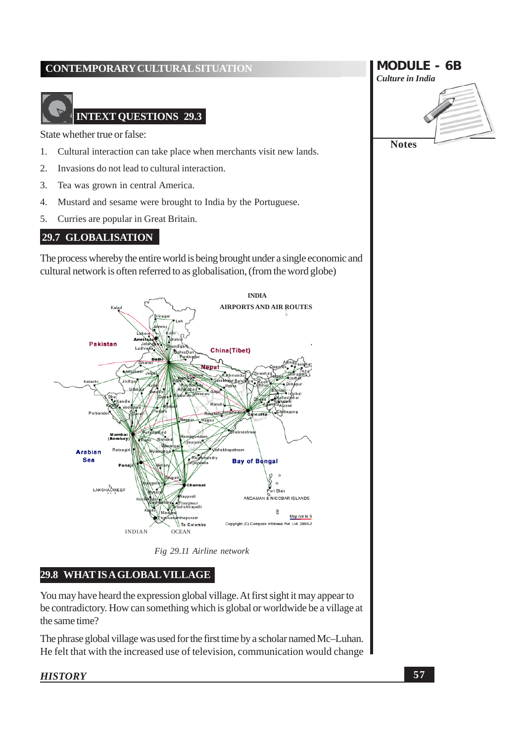## INTEXT QUESTIONS 29.3

State whether true or false:

1. Cultural interaction can take place when merchants visit new lands.
2. Invasions do not lead to cultural interaction.
3. Tea was grown in central America.
4. Mustard and sesame were brought to India by the Portuguese.
5. Curries are popular in Great Britain.

## 29.7 GLOBALISATION

The process whereby the entire world is being brought under a single economic and cultural network is often referred to as globalisation, (from the word globe)

Fig 29.11 Airline network

## 29.8 WHAT IS A GLOBAL VILLAGE

You may have heard the expression global village. At first sight it may appear to be contradictory. How can something which is global or worldwide be a village at the same time?

The phrase global village was used for the first time by a scholar named Mc–Luhan. He felt that with the increased use of television, communication would change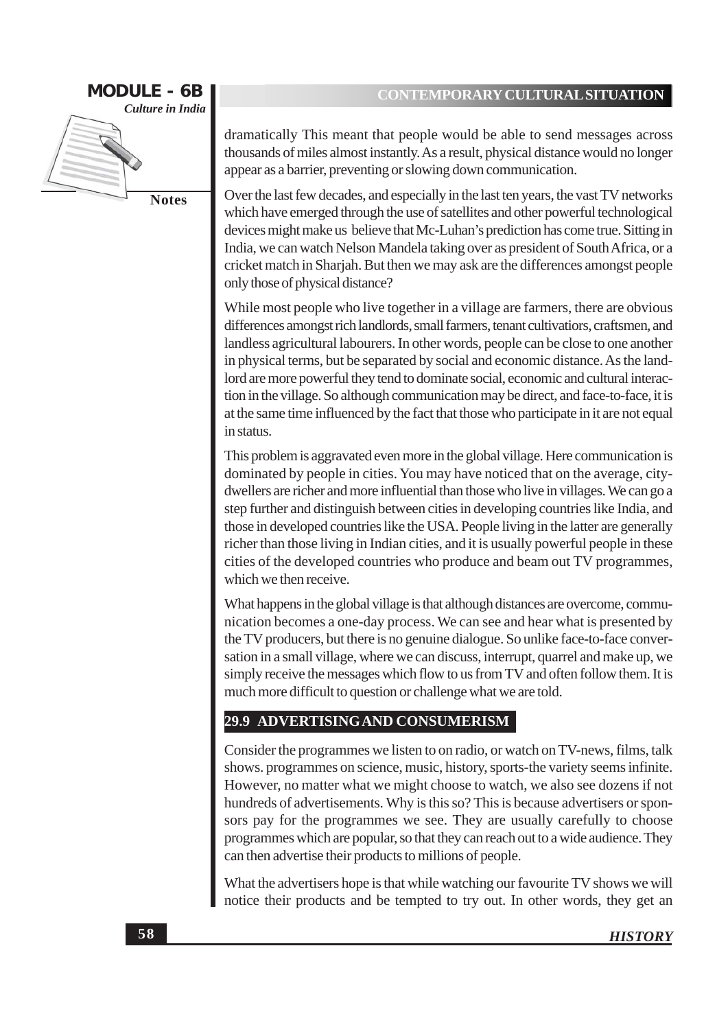dramatically This meant that people would be able to send messages across thousands of miles almost instantly. As a result, physical distance would no longer appear as a barrier, preventing or slowing down communication.

Over the last few decades, and especially in the last ten years, the vast TV networks which have emerged through the use of satellites and other powerful technological devices might make us believe that Mc-Luhan's prediction has come true. Sitting in India, we can watch Nelson Mandela taking over as president of South Africa, or a cricket match in Sharjah. But then we may ask are the differences amongst people only those of physical distance?

While most people who live together in a village are farmers, there are obvious differences amongst rich landlords, small farmers, tenant cultivatiors, craftsmen, and landless agricultural labourers. In other words, people can be close to one another in physical terms, but be separated by social and economic distance. As the landlord are more powerful they tend to dominate social, economic and cultural interaction in the village. So although communication may be direct, and face-to-face, it is at the same time influenced by the fact that those who participate in it are not equal in status.

This problem is aggravated even more in the global village. Here communication is dominated by people in cities. You may have noticed that on the average, city-dwellers are richer and more influential than those who live in villages. We can go a step further and distinguish between cities in developing countries like India, and those in developed countries like the USA. People living in the latter are generally richer than those living in Indian cities, and it is usually powerful people in these cities of the developed countries who produce and beam out TV programmes, which we then receive.

What happens in the global village is that although distances are overcome, communication becomes a one-day process. We can see and hear what is presented by the TV producers, but there is no genuine dialogue. So unlike face-to-face conversation in a small village, where we can discuss, interrupt, quarrel and make up, we simply receive the messages which flow to us from TV and often follow them. It is much more difficult to question or challenge what we are told.

## 29.9 ADVERTISING AND CONSUMERISM

Consider the programmes we listen to on radio, or watch on TV-news, films, talk shows. programmes on science, music, history, sports-the variety seems infinite. However, no matter what we might choose to watch, we also see dozens if not hundreds of advertisements. Why is this so? This is because advertisers or sponsors pay for the programmes we see. They are usually carefully to choose programmes which are popular, so that they can reach out to a wide audience. They can then advertise their products to millions of people.

What the advertisers hope is that while watching our favourite TV shows we will notice their products and be tempted to try out. In other words, they get an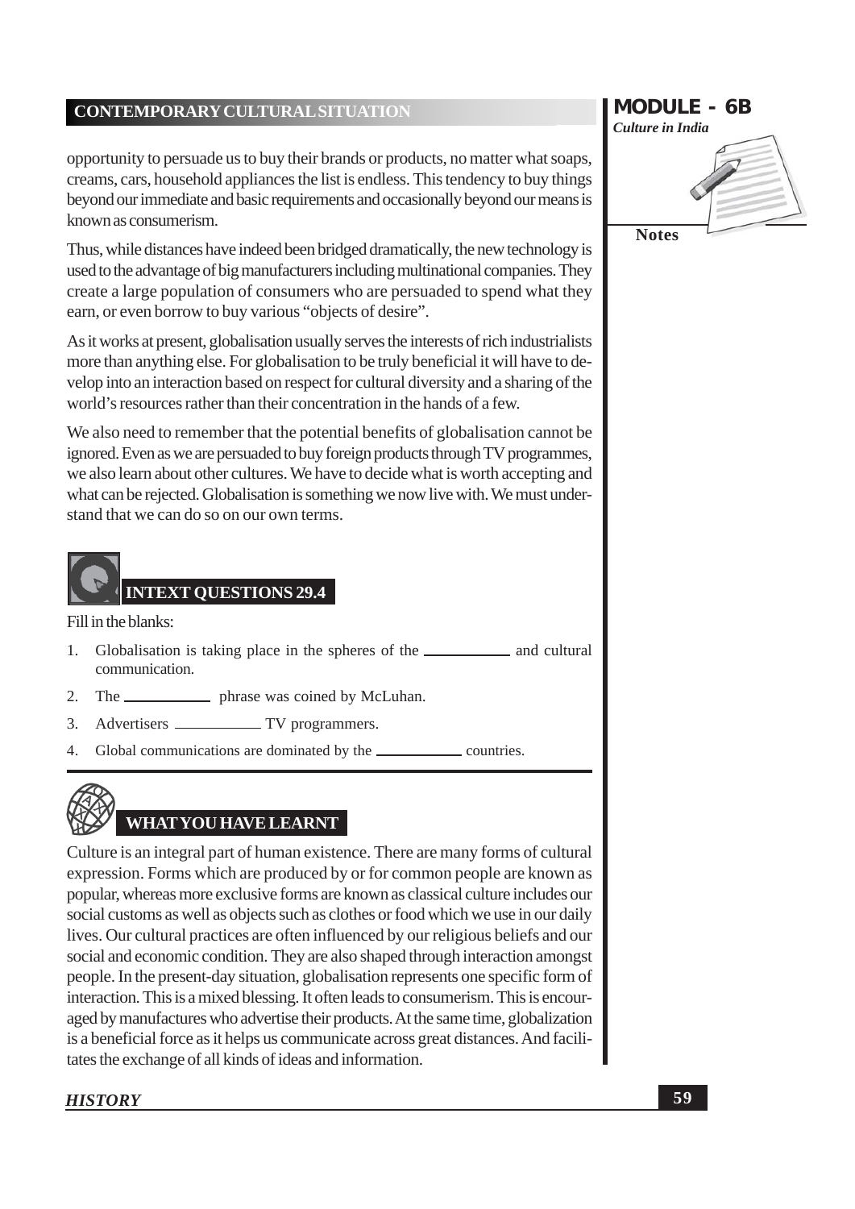opportunity to persuade us to buy their brands or products, no matter what soaps, creams, cars, household appliances the list is endless. This tendency to buy things beyond our immediate and basic requirements and occasionally beyond our means is known as consumerism.

Thus, while distances have indeed been bridged dramatically, the new technology is used to the advantage of big manufacturers including multinational companies. They create a large population of consumers who are persuaded to spend what they earn, or even borrow to buy various "objects of desire".

As it works at present, globalisation usually serves the interests of rich industrialists more than anything else. For globalisation to be truly beneficial it will have to develop into an interaction based on respect for cultural diversity and a sharing of the world's resources rather than their concentration in the hands of a few.

We also need to remember that the potential benefits of globalisation cannot be ignored. Even as we are persuaded to buy foreign products through TV programmes, we also learn about other cultures. We have to decide what is worth accepting and what can be rejected. Globalisation is something we now live with. We must understand that we can do so on our own terms.

## INTEXT QUESTIONS 29.4

Fill in the blanks:

1. Globalisation is taking place in the spheres of the __________ and cultural communication.
2. The __________ phrase was coined by McLuhan.
3. Advertisers __________ TV programmers.
4. Global communications are dominated by the __________ countries.

## WHAT YOU HAVE LEARNT

Culture is an integral part of human existence. There are many forms of cultural expression. Forms which are produced by or for common people are known as popular, whereas more exclusive forms are known as classical culture includes our social customs as well as objects such as clothes or food which we use in our daily lives. Our cultural practices are often influenced by our religious beliefs and our social and economic condition. They are also shaped through interaction amongst people. In the present-day situation, globalisation represents one specific form of interaction. This is a mixed blessing. It often leads to consumerism. This is encouraged by manufactures who advertise their products. At the same time, globalization is a beneficial force as it helps us communicate across great distances. And facilitates the exchange of all kinds of ideas and information.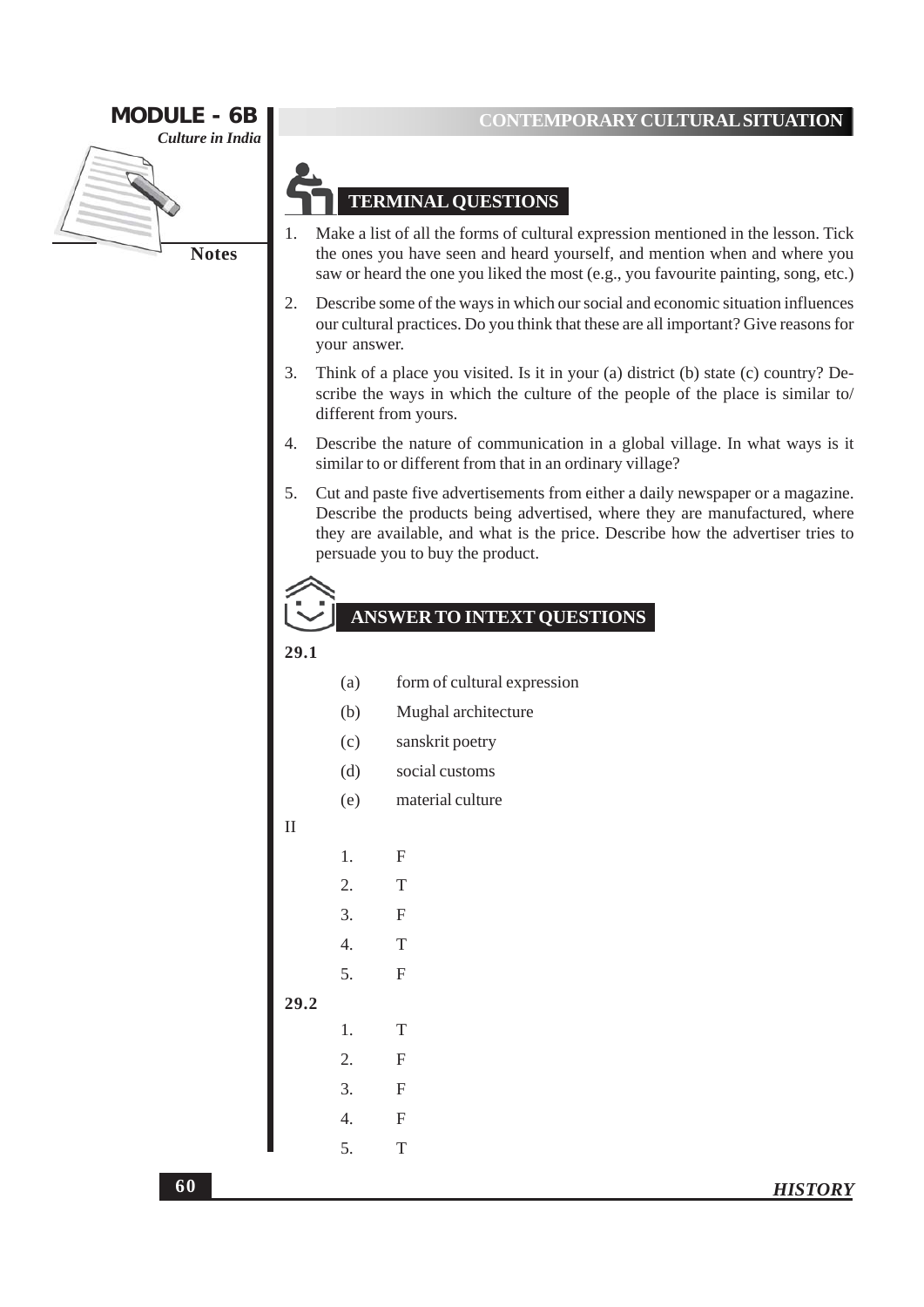## TERMINAL QUESTIONS

1. Make a list of all the forms of cultural expression mentioned in the lesson. Tick the ones you have seen and heard yourself, and mention when and where you saw or heard the one you liked the most (e.g., you favourite painting, song, etc.)
2. Describe some of the ways in which our social and economic situation influences our cultural practices. Do you think that these are all important? Give reasons for your answer.
3. Think of a place you visited. Is it in your (a) district (b) state (c) country? Describe the ways in which the culture of the people of the place is similar to/ different from yours.
4. Describe the nature of communication in a global village. In what ways is it similar to or different from that in an ordinary village?
5. Cut and paste five advertisements from either a daily newspaper or a magazine. Describe the products being advertised, where they are manufactured, where they are available, and what is the price. Describe how the advertiser tries to persuade you to buy the product.

## ANSWER TO INTEXT QUESTIONS

**29.1**

(a) form of cultural expression

(b) Mughal architecture

(c) sanskrit poetry

(d) social customs

(e) material culture

II

1. F
2. T
3. F
4. T
5. F

**29.2**

1. T
2. F
3. F
4. F
5. T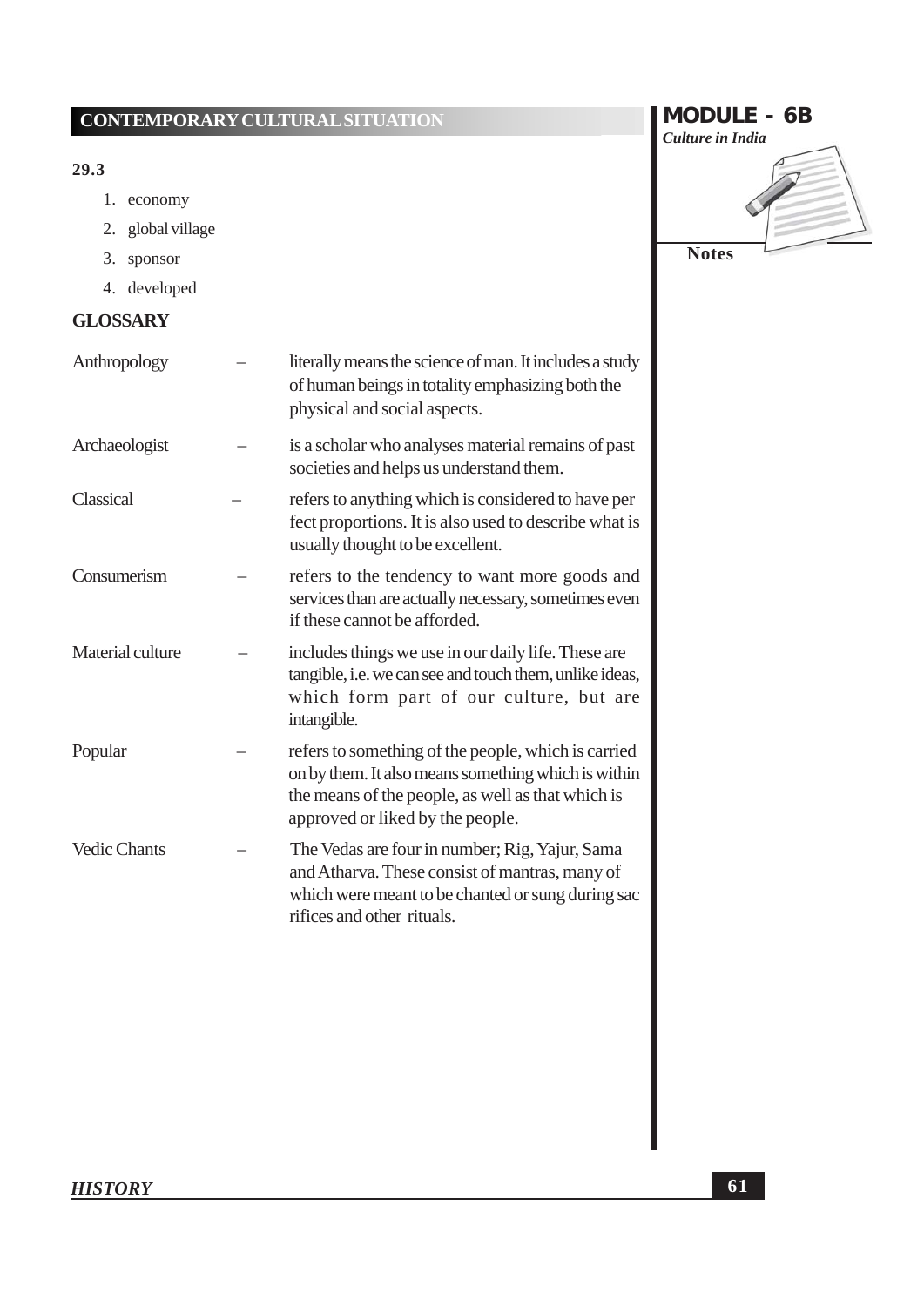### 29.3

1. economy
2. global village
3. sponsor
4. developed

## GLOSSARY

| | | |
|---|---|---|
| Anthropology | – | literally means the science of man. It includes a study of human beings in totality emphasizing both the physical and social aspects. |
| Archaeologist | – | is a scholar who analyses material remains of past societies and helps us understand them. |
| Classical | – | refers to anything which is considered to have per fect proportions. It is also used to describe what is usually thought to be excellent. |
| Consumerism | – | refers to the tendency to want more goods and services than are actually necessary, sometimes even if these cannot be afforded. |
| Material culture | – | includes things we use in our daily life. These are tangible, i.e. we can see and touch them, unlike ideas, which form part of our culture, but are intangible. |
| Popular | – | refers to something of the people, which is carried on by them. It also means something which is within the means of the people, as well as that which is approved or liked by the people. |
| Vedic Chants | – | The Vedas are four in number; Rig, Yajur, Sama and Atharva. These consist of mantras, many of which were meant to be chanted or sung during sac rifices and other rituals. |